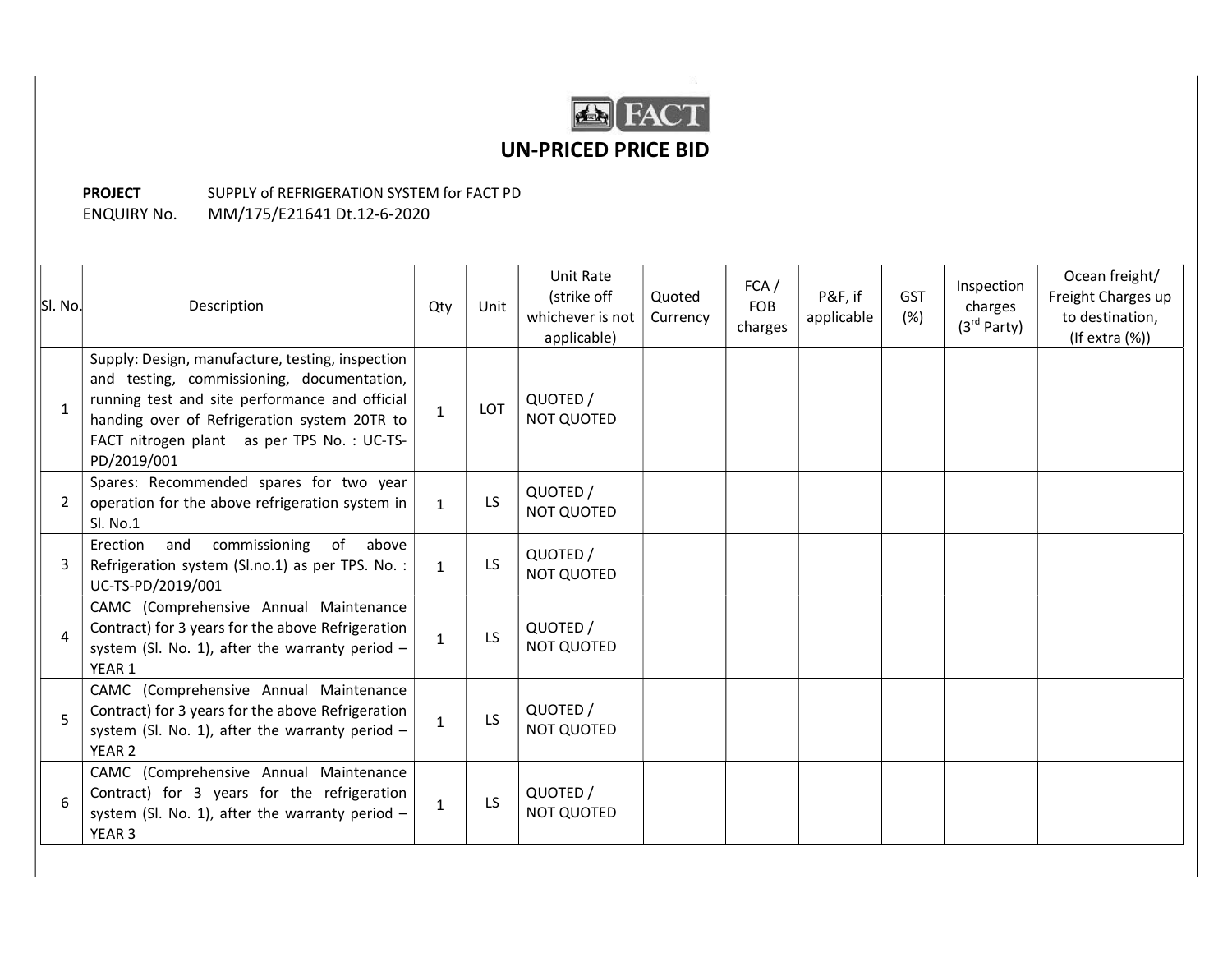FACT

# UN-PRICED PRICE BID

**PROJECT** SUPPLY of REFRIGERATION SYSTEM for FACT PD

ENQUIRY No. MM/175/E21641 Dt.12-6-2020

| Sl. No. | Description | Qty | Unit | Unit Rate (strike off whichever is not applicable) | Quoted Currency | FCA / FOB charges | P&F, if applicable | GST (%) | Inspection charges (3rd Party) | Ocean freight/ Freight Charges up to destination, (If extra (%)) |
|---|---|---|---|---|---|---|---|---|---|---|
| 1 | Supply: Design, manufacture, testing, inspection and testing, commissioning, documentation, running test and site performance and official handing over of Refrigeration system 20TR to FACT nitrogen plant as per TPS No. : UC-TS-PD/2019/001 | 1 | LOT | QUOTED / NOT QUOTED | | | | | | |
| 2 | Spares: Recommended spares for two year operation for the above refrigeration system in Sl. No.1 | 1 | LS | QUOTED / NOT QUOTED | | | | | | |
| 3 | Erection and commissioning of above Refrigeration system (Sl.no.1) as per TPS. No. : UC-TS-PD/2019/001 | 1 | LS | QUOTED / NOT QUOTED | | | | | | |
| 4 | CAMC (Comprehensive Annual Maintenance Contract) for 3 years for the above Refrigeration system (Sl. No. 1), after the warranty period – YEAR 1 | 1 | LS | QUOTED / NOT QUOTED | | | | | | |
| 5 | CAMC (Comprehensive Annual Maintenance Contract) for 3 years for the above Refrigeration system (Sl. No. 1), after the warranty period – YEAR 2 | 1 | LS | QUOTED / NOT QUOTED | | | | | | |
| 6 | CAMC (Comprehensive Annual Maintenance Contract) for 3 years for the refrigeration system (Sl. No. 1), after the warranty period – YEAR 3 | 1 | LS | QUOTED / NOT QUOTED | | | | | | |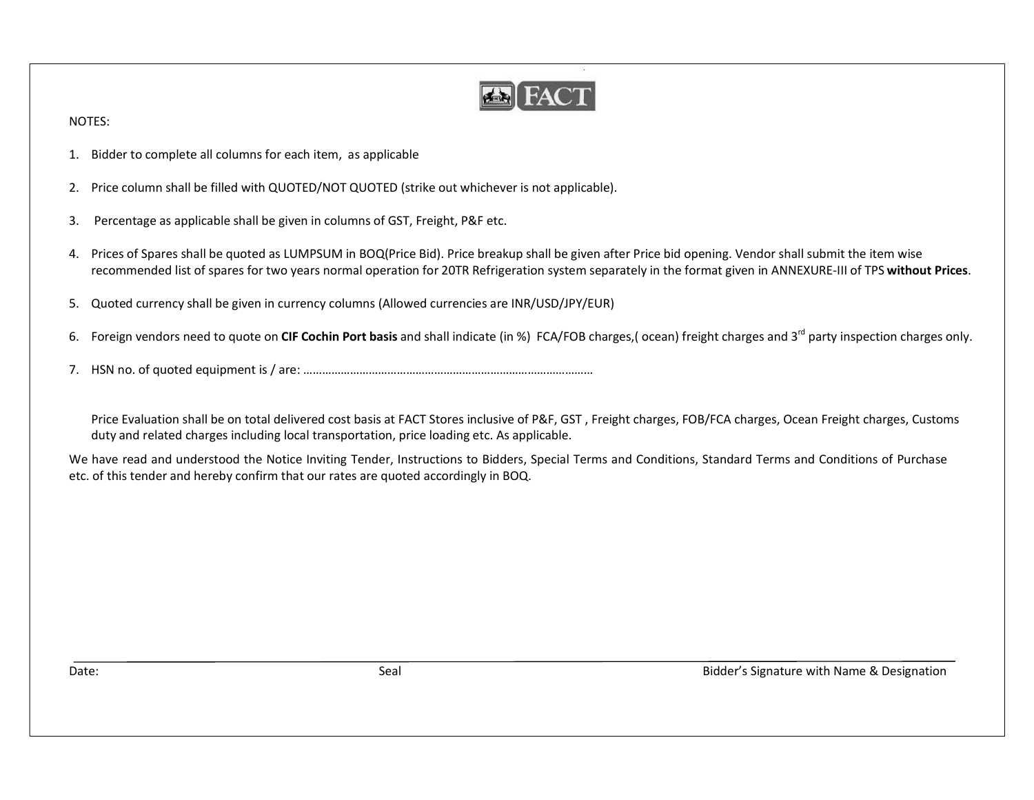FACT

NOTES:

1. Bidder to complete all columns for each item, as applicable

2. Price column shall be filled with QUOTED/NOT QUOTED (strike out whichever is not applicable).

3. Percentage as applicable shall be given in columns of GST, Freight, P&F etc.

4. Prices of Spares shall be quoted as LUMPSUM in BOQ(Price Bid). Price breakup shall be given after Price bid opening. Vendor shall submit the item wise recommended list of spares for two years normal operation for 20TR Refrigeration system separately in the format given in ANNEXURE-III of TPS **without Prices**.

5. Quoted currency shall be given in currency columns (Allowed currencies are INR/USD/JPY/EUR)

6. Foreign vendors need to quote on **CIF Cochin Port basis** and shall indicate (in %) FCA/FOB charges,( ocean) freight charges and 3rd party inspection charges only.

7. HSN no. of quoted equipment is / are: ………………………………………………………………………………

Price Evaluation shall be on total delivered cost basis at FACT Stores inclusive of P&F, GST , Freight charges, FOB/FCA charges, Ocean Freight charges, Customs duty and related charges including local transportation, price loading etc. As applicable.

We have read and understood the Notice Inviting Tender, Instructions to Bidders, Special Terms and Conditions, Standard Terms and Conditions of Purchase etc. of this tender and hereby confirm that our rates are quoted accordingly in BOQ.

Date: Seal Bidder's Signature with Name & Designation